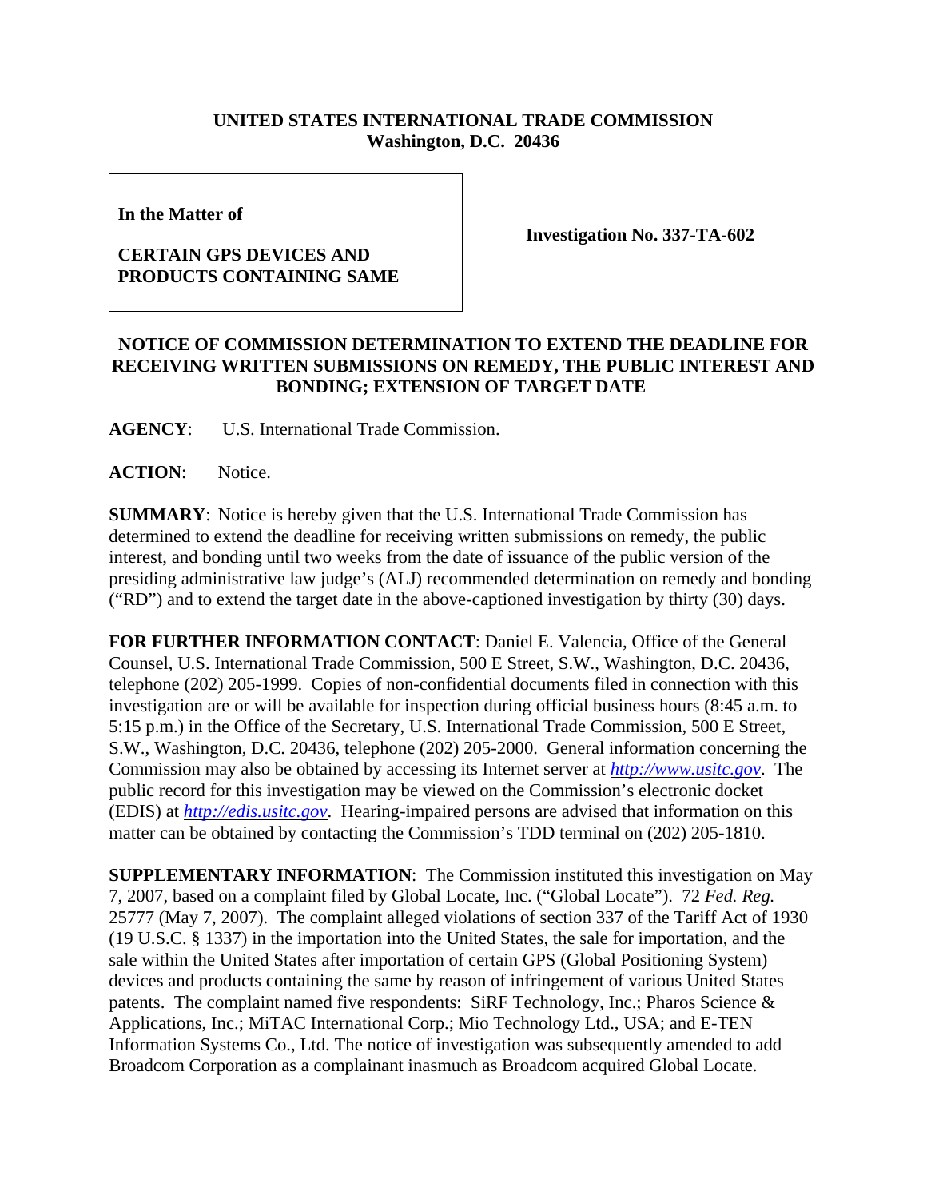**UNITED STATES INTERNATIONAL TRADE COMMISSION**
**Washington, D.C. 20436**

| | |
|---|---|
| **In the Matter of**<br><br>**CERTAIN GPS DEVICES AND PRODUCTS CONTAINING SAME** | **Investigation No. 337-TA-602** |

## NOTICE OF COMMISSION DETERMINATION TO EXTEND THE DEADLINE FOR RECEIVING WRITTEN SUBMISSIONS ON REMEDY, THE PUBLIC INTEREST AND BONDING; EXTENSION OF TARGET DATE

**AGENCY**: U.S. International Trade Commission.

**ACTION**: Notice.

**SUMMARY**: Notice is hereby given that the U.S. International Trade Commission has determined to extend the deadline for receiving written submissions on remedy, the public interest, and bonding until two weeks from the date of issuance of the public version of the presiding administrative law judge's (ALJ) recommended determination on remedy and bonding ("RD") and to extend the target date in the above-captioned investigation by thirty (30) days.

**FOR FURTHER INFORMATION CONTACT**: Daniel E. Valencia, Office of the General Counsel, U.S. International Trade Commission, 500 E Street, S.W., Washington, D.C. 20436, telephone (202) 205-1999. Copies of non-confidential documents filed in connection with this investigation are or will be available for inspection during official business hours (8:45 a.m. to 5:15 p.m.) in the Office of the Secretary, U.S. International Trade Commission, 500 E Street, S.W., Washington, D.C. 20436, telephone (202) 205-2000. General information concerning the Commission may also be obtained by accessing its Internet server at *http://www.usitc.gov*. The public record for this investigation may be viewed on the Commission's electronic docket (EDIS) at *http://edis.usitc.gov*. Hearing-impaired persons are advised that information on this matter can be obtained by contacting the Commission's TDD terminal on (202) 205-1810.

**SUPPLEMENTARY INFORMATION**: The Commission instituted this investigation on May 7, 2007, based on a complaint filed by Global Locate, Inc. ("Global Locate"). 72 *Fed. Reg.* 25777 (May 7, 2007). The complaint alleged violations of section 337 of the Tariff Act of 1930 (19 U.S.C. § 1337) in the importation into the United States, the sale for importation, and the sale within the United States after importation of certain GPS (Global Positioning System) devices and products containing the same by reason of infringement of various United States patents. The complaint named five respondents: SiRF Technology, Inc.; Pharos Science & Applications, Inc.; MiTAC International Corp.; Mio Technology Ltd., USA; and E-TEN Information Systems Co., Ltd. The notice of investigation was subsequently amended to add Broadcom Corporation as a complainant inasmuch as Broadcom acquired Global Locate.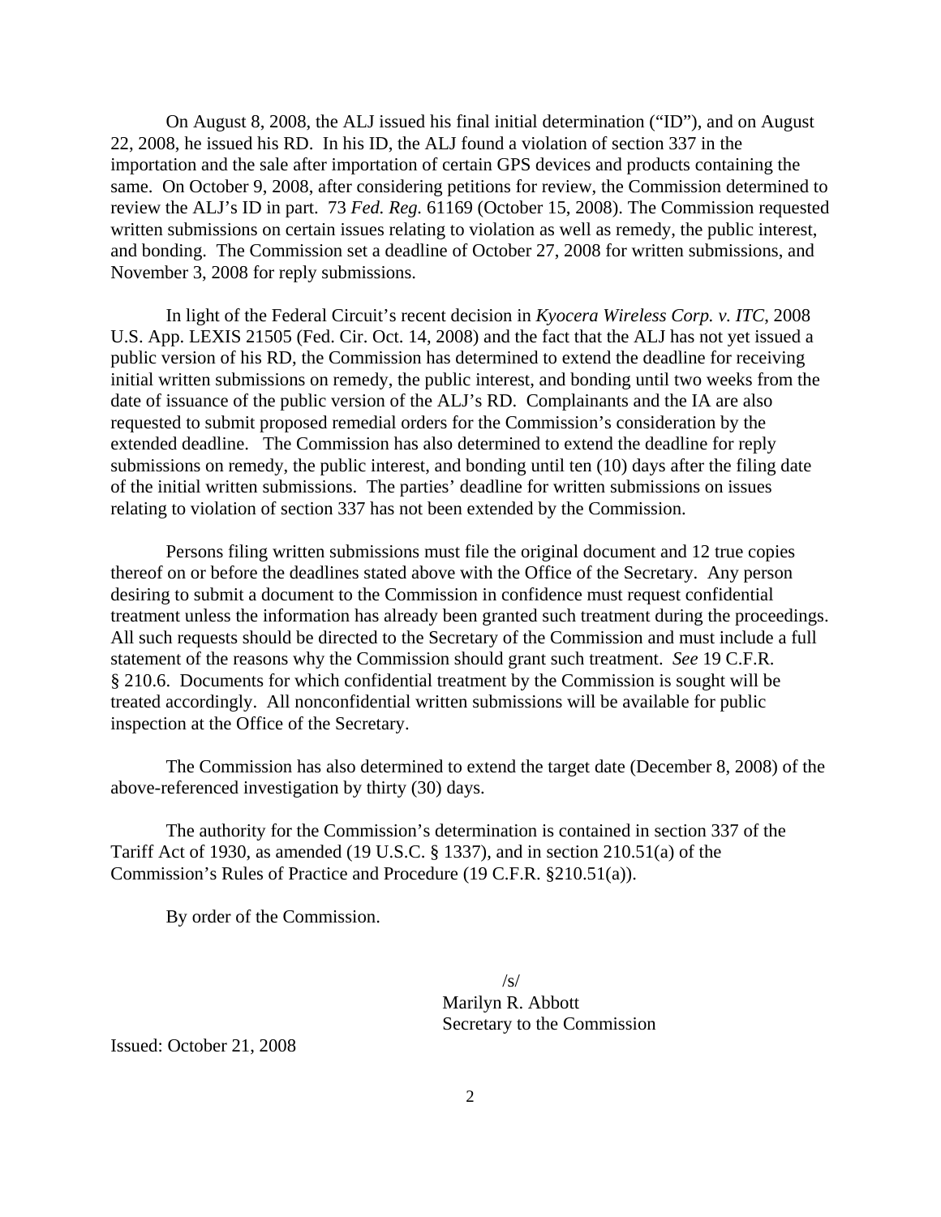On August 8, 2008, the ALJ issued his final initial determination ("ID"), and on August 22, 2008, he issued his RD. In his ID, the ALJ found a violation of section 337 in the importation and the sale after importation of certain GPS devices and products containing the same. On October 9, 2008, after considering petitions for review, the Commission determined to review the ALJ's ID in part. 73 *Fed. Reg.* 61169 (October 15, 2008). The Commission requested written submissions on certain issues relating to violation as well as remedy, the public interest, and bonding. The Commission set a deadline of October 27, 2008 for written submissions, and November 3, 2008 for reply submissions.

In light of the Federal Circuit's recent decision in *Kyocera Wireless Corp. v. ITC*, 2008 U.S. App. LEXIS 21505 (Fed. Cir. Oct. 14, 2008) and the fact that the ALJ has not yet issued a public version of his RD, the Commission has determined to extend the deadline for receiving initial written submissions on remedy, the public interest, and bonding until two weeks from the date of issuance of the public version of the ALJ's RD. Complainants and the IA are also requested to submit proposed remedial orders for the Commission's consideration by the extended deadline. The Commission has also determined to extend the deadline for reply submissions on remedy, the public interest, and bonding until ten (10) days after the filing date of the initial written submissions. The parties' deadline for written submissions on issues relating to violation of section 337 has not been extended by the Commission.

Persons filing written submissions must file the original document and 12 true copies thereof on or before the deadlines stated above with the Office of the Secretary. Any person desiring to submit a document to the Commission in confidence must request confidential treatment unless the information has already been granted such treatment during the proceedings. All such requests should be directed to the Secretary of the Commission and must include a full statement of the reasons why the Commission should grant such treatment. *See* 19 C.F.R. § 210.6. Documents for which confidential treatment by the Commission is sought will be treated accordingly. All nonconfidential written submissions will be available for public inspection at the Office of the Secretary.

The Commission has also determined to extend the target date (December 8, 2008) of the above-referenced investigation by thirty (30) days.

The authority for the Commission's determination is contained in section 337 of the Tariff Act of 1930, as amended (19 U.S.C. § 1337), and in section 210.51(a) of the Commission's Rules of Practice and Procedure (19 C.F.R. §210.51(a)).

By order of the Commission.

/s/
Marilyn R. Abbott
Secretary to the Commission

Issued: October 21, 2008